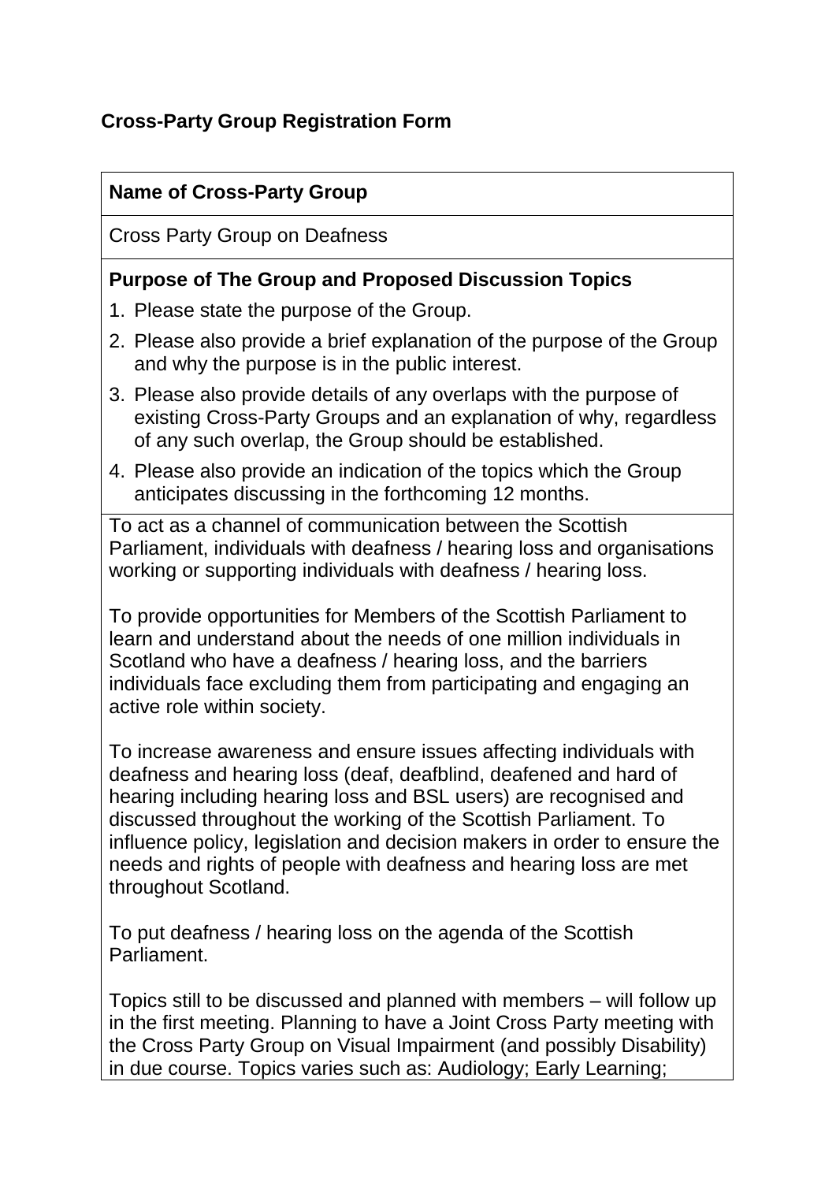**Cross-Party Group Registration Form**

**Name of Cross-Party Group**

Cross Party Group on Deafness

**Purpose of The Group and Proposed Discussion Topics**

1. Please state the purpose of the Group.
2. Please also provide a brief explanation of the purpose of the Group and why the purpose is in the public interest.
3. Please also provide details of any overlaps with the purpose of existing Cross-Party Groups and an explanation of why, regardless of any such overlap, the Group should be established.
4. Please also provide an indication of the topics which the Group anticipates discussing in the forthcoming 12 months.

To act as a channel of communication between the Scottish Parliament, individuals with deafness / hearing loss and organisations working or supporting individuals with deafness / hearing loss.

To provide opportunities for Members of the Scottish Parliament to learn and understand about the needs of one million individuals in Scotland who have a deafness / hearing loss, and the barriers individuals face excluding them from participating and engaging an active role within society.

To increase awareness and ensure issues affecting individuals with deafness and hearing loss (deaf, deafblind, deafened and hard of hearing including hearing loss and BSL users) are recognised and discussed throughout the working of the Scottish Parliament. To influence policy, legislation and decision makers in order to ensure the needs and rights of people with deafness and hearing loss are met throughout Scotland.

To put deafness / hearing loss on the agenda of the Scottish Parliament.

Topics still to be discussed and planned with members – will follow up in the first meeting. Planning to have a Joint Cross Party meeting with the Cross Party Group on Visual Impairment (and possibly Disability) in due course. Topics varies such as: Audiology; Early Learning;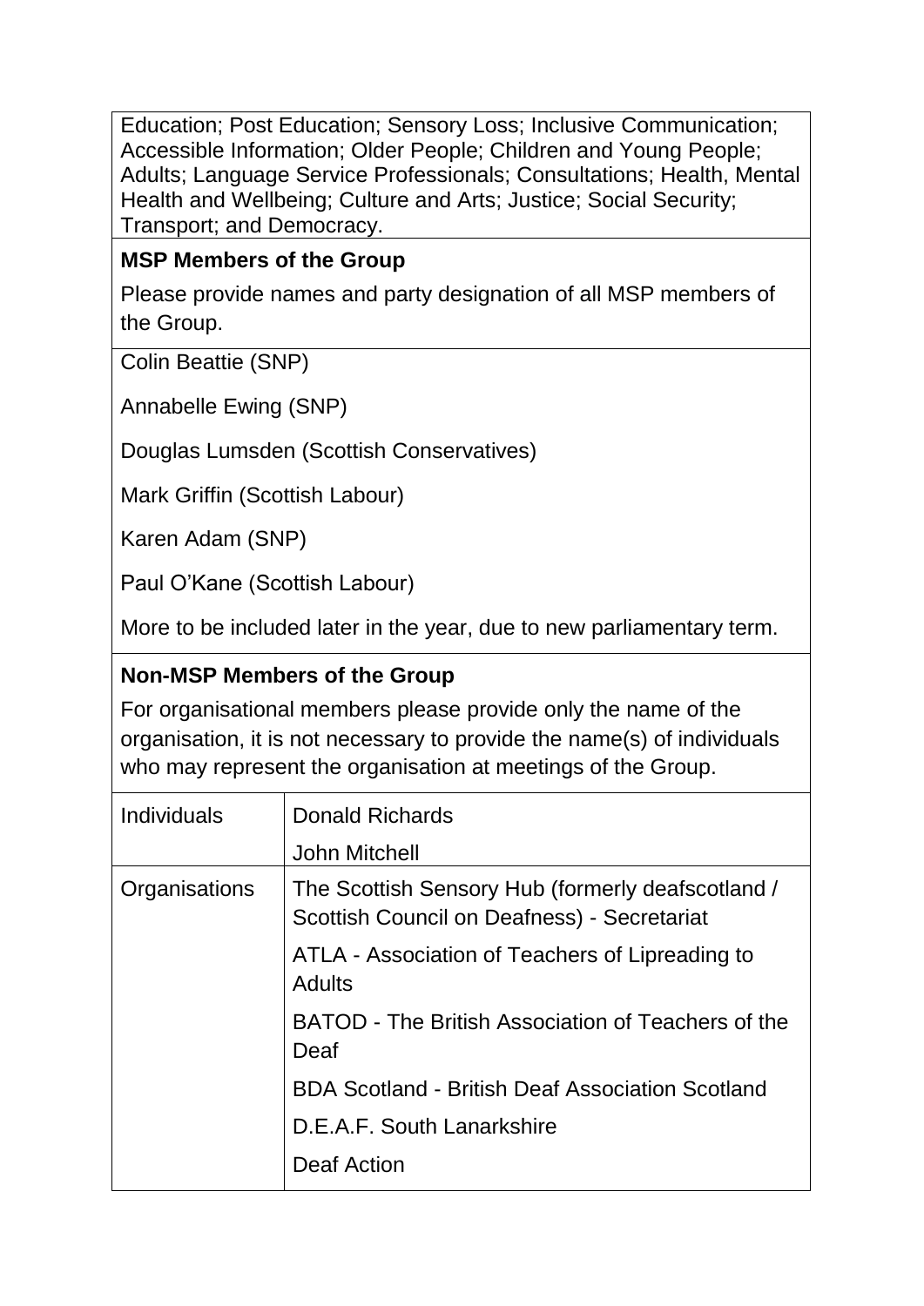Education; Post Education; Sensory Loss; Inclusive Communication; Accessible Information; Older People; Children and Young People; Adults; Language Service Professionals; Consultations; Health, Mental Health and Wellbeing; Culture and Arts; Justice; Social Security; Transport; and Democracy.

**MSP Members of the Group**

Please provide names and party designation of all MSP members of the Group.

Colin Beattie (SNP)

Annabelle Ewing (SNP)

Douglas Lumsden (Scottish Conservatives)

Mark Griffin (Scottish Labour)

Karen Adam (SNP)

Paul O'Kane (Scottish Labour)

More to be included later in the year, due to new parliamentary term.

**Non-MSP Members of the Group**

For organisational members please provide only the name of the organisation, it is not necessary to provide the name(s) of individuals who may represent the organisation at meetings of the Group.

| | |
|---|---|
| Individuals | Donald Richards<br>John Mitchell |
| Organisations | The Scottish Sensory Hub (formerly deafscotland / Scottish Council on Deafness) - Secretariat<br>ATLA - Association of Teachers of Lipreading to Adults<br>BATOD - The British Association of Teachers of the Deaf<br>BDA Scotland - British Deaf Association Scotland<br>D.E.A.F. South Lanarkshire<br>Deaf Action |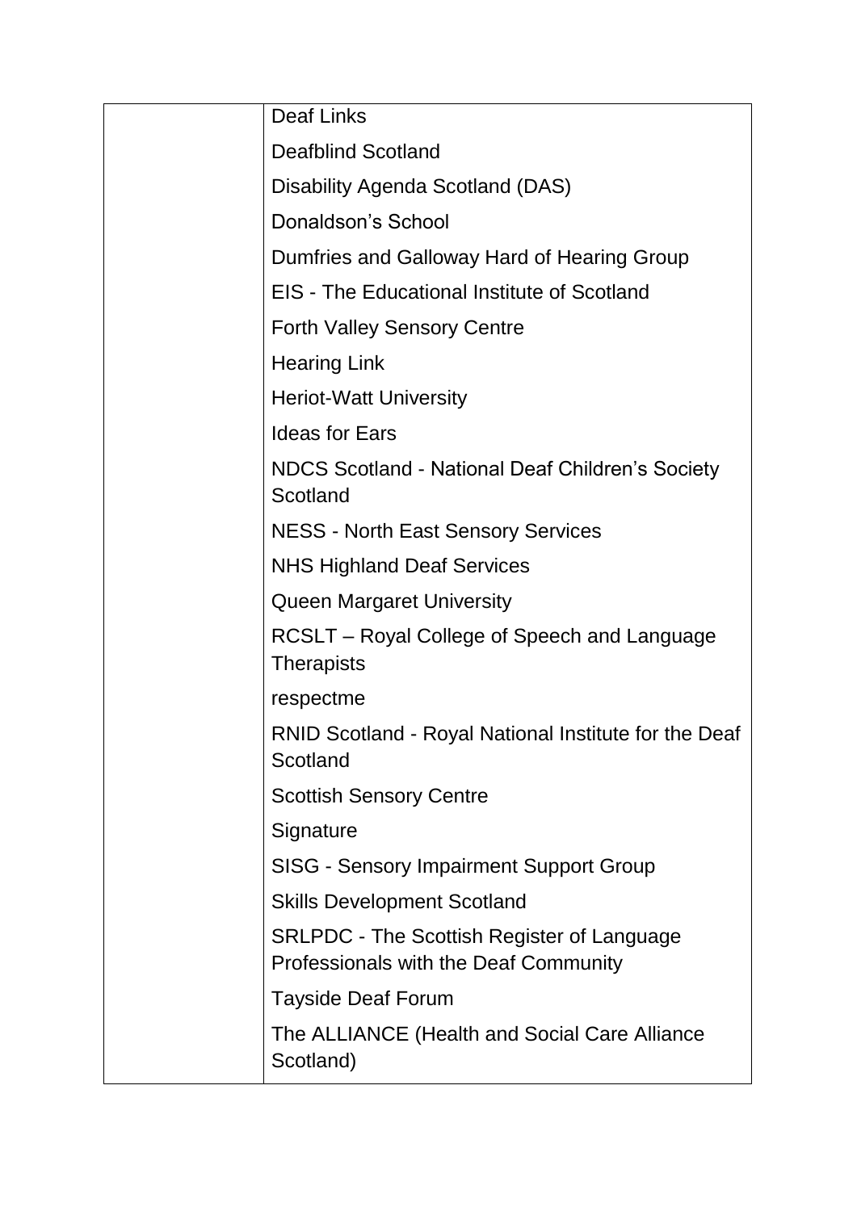| | |
|---|---|
| | Deaf Links<br>Deafblind Scotland<br>Disability Agenda Scotland (DAS)<br>Donaldson's School<br>Dumfries and Galloway Hard of Hearing Group<br>EIS - The Educational Institute of Scotland<br>Forth Valley Sensory Centre<br>Hearing Link<br>Heriot-Watt University<br>Ideas for Ears<br>NDCS Scotland - National Deaf Children's Society Scotland<br>NESS - North East Sensory Services<br>NHS Highland Deaf Services<br>Queen Margaret University<br>RCSLT – Royal College of Speech and Language Therapists<br>respectme<br>RNID Scotland - Royal National Institute for the Deaf Scotland<br>Scottish Sensory Centre<br>Signature<br>SISG - Sensory Impairment Support Group<br>Skills Development Scotland<br>SRLPDC - The Scottish Register of Language Professionals with the Deaf Community<br>Tayside Deaf Forum<br>The ALLIANCE (Health and Social Care Alliance Scotland) |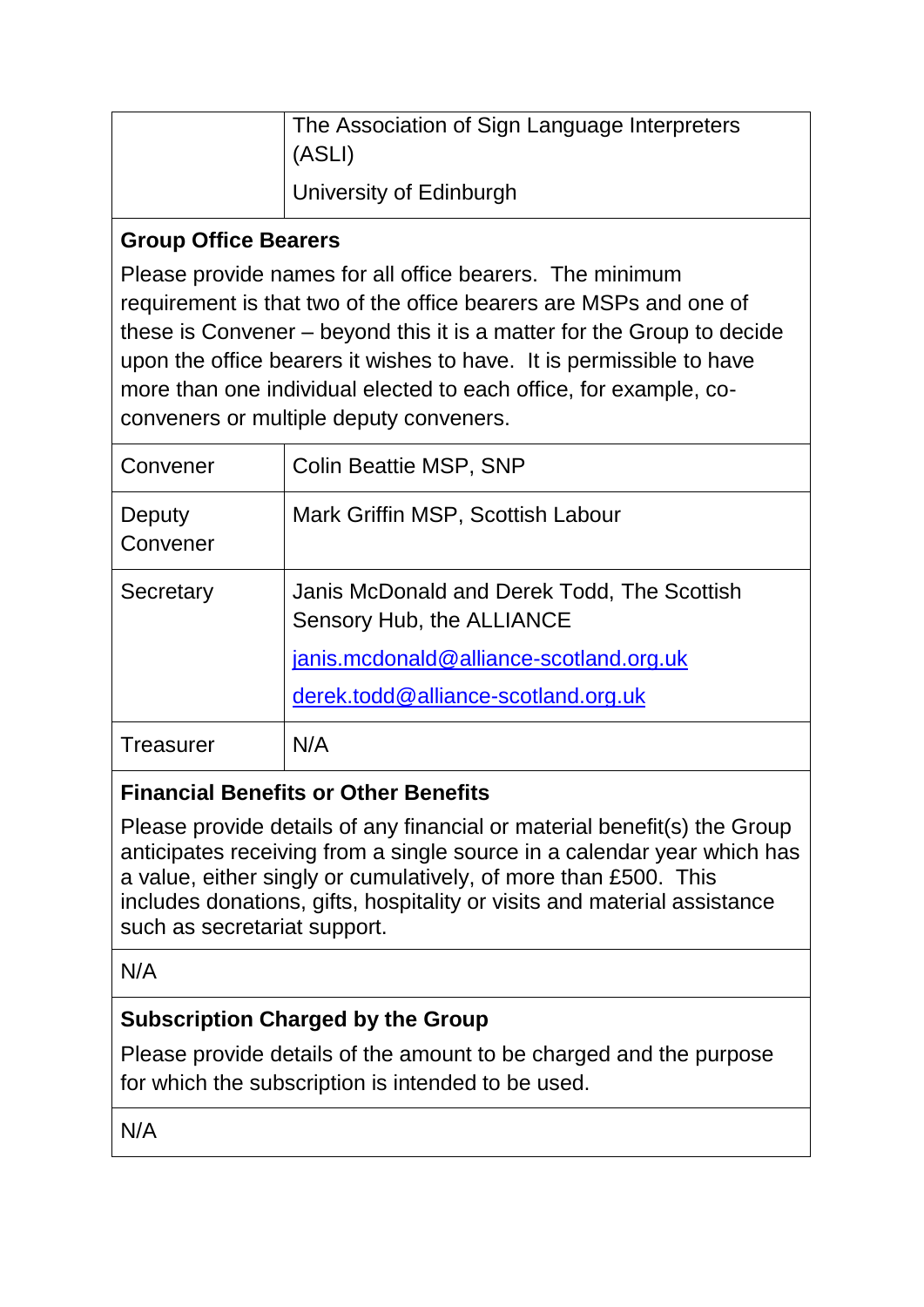| | |
|---|---|
| | The Association of Sign Language Interpreters (ASLI)<br><br>University of Edinburgh |

**Group Office Bearers**

Please provide names for all office bearers. The minimum requirement is that two of the office bearers are MSPs and one of these is Convener – beyond this it is a matter for the Group to decide upon the office bearers it wishes to have. It is permissible to have more than one individual elected to each office, for example, co-conveners or multiple deputy conveners.

| | |
|---|---|
| Convener | Colin Beattie MSP, SNP |
| Deputy Convener | Mark Griffin MSP, Scottish Labour |
| Secretary | Janis McDonald and Derek Todd, The Scottish Sensory Hub, the ALLIANCE<br><br>janis.mcdonald@alliance-scotland.org.uk<br><br>derek.todd@alliance-scotland.org.uk |
| Treasurer | N/A |

**Financial Benefits or Other Benefits**

Please provide details of any financial or material benefit(s) the Group anticipates receiving from a single source in a calendar year which has a value, either singly or cumulatively, of more than £500. This includes donations, gifts, hospitality or visits and material assistance such as secretariat support.

N/A

**Subscription Charged by the Group**

Please provide details of the amount to be charged and the purpose for which the subscription is intended to be used.

N/A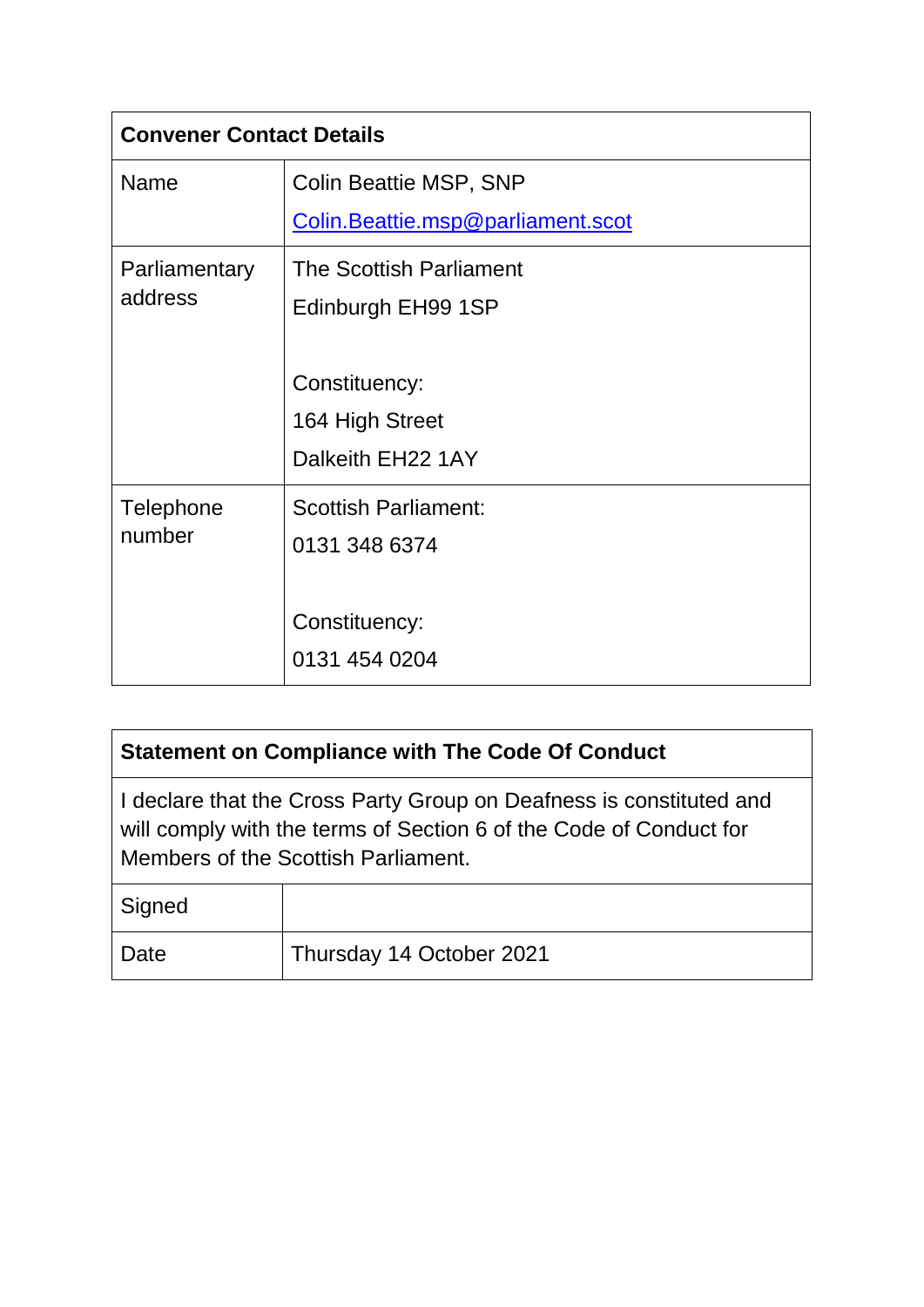| Convener Contact Details | |
|---|---|
| Name | Colin Beattie MSP, SNP<br>Colin.Beattie.msp@parliament.scot |
| Parliamentary address | The Scottish Parliament<br>Edinburgh EH99 1SP<br><br>Constituency:<br>164 High Street<br>Dalkeith EH22 1AY |
| Telephone number | Scottish Parliament:<br>0131 348 6374<br><br>Constituency:<br>0131 454 0204 |

| Statement on Compliance with The Code Of Conduct | |
|---|---|
| I declare that the Cross Party Group on Deafness is constituted and will comply with the terms of Section 6 of the Code of Conduct for Members of the Scottish Parliament. | |
| Signed | |
| Date | Thursday 14 October 2021 |